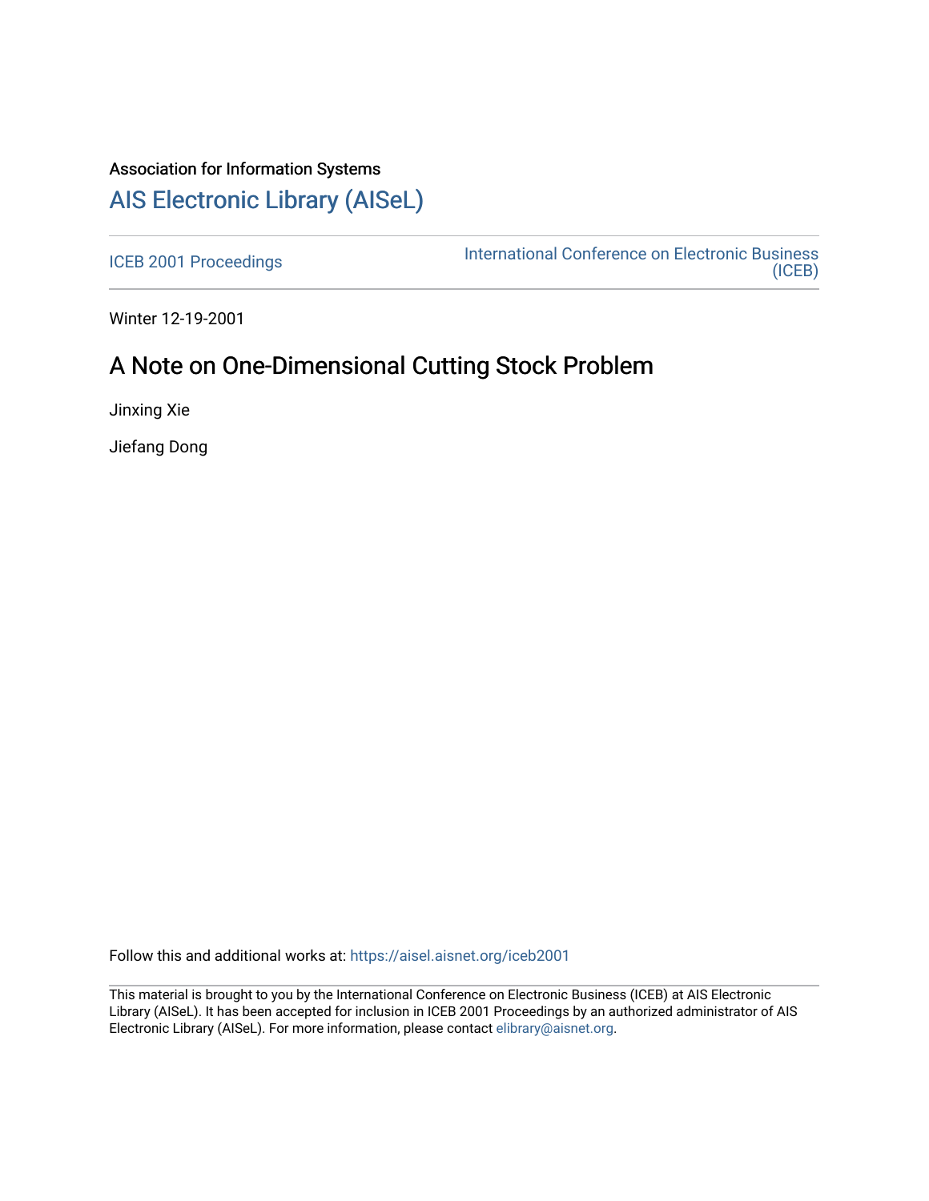Association for Information Systems

# AIS Electronic Library (AISeL)

ICEB 2001 Proceedings

International Conference on Electronic Business (ICEB)

Winter 12-19-2001

## A Note on One-Dimensional Cutting Stock Problem

Jinxing Xie

Jiefang Dong

Follow this and additional works at: https://aisel.aisnet.org/iceb2001

This material is brought to you by the International Conference on Electronic Business (ICEB) at AIS Electronic Library (AISeL). It has been accepted for inclusion in ICEB 2001 Proceedings by an authorized administrator of AIS Electronic Library (AISeL). For more information, please contact elibrary@aisnet.org.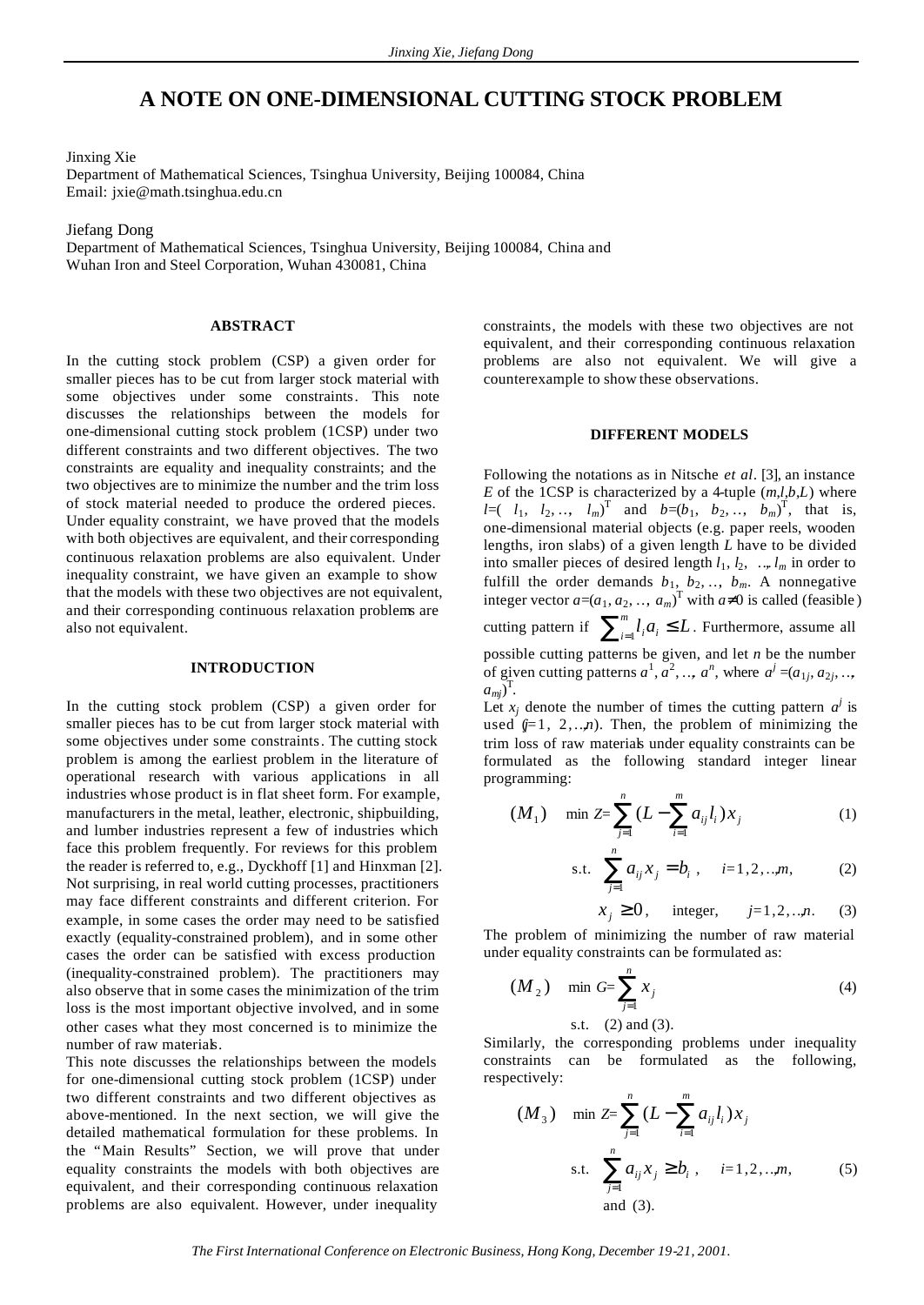# A NOTE ON ONE-DIMENSIONAL CUTTING STOCK PROBLEM

Jinxing Xie
Department of Mathematical Sciences, Tsinghua University, Beijing 100084, China
Email: jxie@math.tsinghua.edu.cn

Jiefang Dong
Department of Mathematical Sciences, Tsinghua University, Beijing 100084, China and
Wuhan Iron and Steel Corporation, Wuhan 430081, China

## ABSTRACT

In the cutting stock problem (CSP) a given order for smaller pieces has to be cut from larger stock material with some objectives under some constraints. This note discusses the relationships between the models for one-dimensional cutting stock problem (1CSP) under two different constraints and two different objectives. The two constraints are equality and inequality constraints; and the two objectives are to minimize the number and the trim loss of stock material needed to produce the ordered pieces. Under equality constraint, we have proved that the models with both objectives are equivalent, and their corresponding continuous relaxation problems are also equivalent. Under inequality constraint, we have given an example to show that the models with these two objectives are not equivalent, and their corresponding continuous relaxation problems are also not equivalent.

## INTRODUCTION

In the cutting stock problem (CSP) a given order for smaller pieces has to be cut from larger stock material with some objectives under some constraints. The cutting stock problem is among the earliest problem in the literature of operational research with various applications in all industries whose product is in flat sheet form. For example, manufacturers in the metal, leather, electronic, shipbuilding, and lumber industries represent a few of industries which face this problem frequently. For reviews for this problem the reader is referred to, e.g., Dyckhoff [1] and Hinxman [2]. Not surprising, in real world cutting processes, practitioners may face different constraints and different criterion. For example, in some cases the order may need to be satisfied exactly (equality-constrained problem), and in some other cases the order can be satisfied with excess production (inequality-constrained problem). The practitioners may also observe that in some cases the minimization of the trim loss is the most important objective involved, and in some other cases what they most concerned is to minimize the number of raw materials.

This note discusses the relationships between the models for one-dimensional cutting stock problem (1CSP) under two different constraints and two different objectives as above-mentioned. In the next section, we will give the detailed mathematical formulation for these problems. In the "Main Results" Section, we will prove that under equality constraints the models with both objectives are equivalent, and their corresponding continuous relaxation problems are also equivalent. However, under inequality constraints, the models with these two objectives are not equivalent, and their corresponding continuous relaxation problems are also not equivalent. We will give a counterexample to show these observations.

## DIFFERENT MODELS

Following the notations as in Nitsche *et al*. [3], an instance $E$ of the 1CSP is characterized by a 4-tuple $(m,l,b,L)$ where $l=(l_1, l_2, .., l_m)^T$ and $b=(b_1, b_2, .., b_m)^T$, that is, one-dimensional material objects (e.g. paper reels, wooden lengths, iron slabs) of a given length $L$ have to be divided into smaller pieces of desired length $l_1, l_2, .., l_m$ in order to fulfill the order demands $b_1, b_2, .., b_m$. A nonnegative integer vector $a=(a_1, a_2, .., a_m)^T$ with $a\neq 0$ is called (feasible) cutting pattern if $\sum_{i=1}^m l_i a_i \leq L$. Furthermore, assume all possible cutting patterns be given, and let $n$ be the number of given cutting patterns $a^1, a^2, .., a^n$, where $a^j=(a_{1j}, a_{2j}, .., a_{mj})^T$.

Let $x_j$ denote the number of times the cutting pattern $a^j$ is used ($j$=1, 2,..,$n$). Then, the problem of minimizing the trim loss of raw materials under equality constraints can be formulated as the following standard integer linear programming:

$$(M_1) \quad \min Z=\sum_{j=1}^n (L-\sum_{i=1}^m a_{ij}l_i)x_j \tag{1}$$

$$\text{s.t.} \quad \sum_{j=1}^n a_{ij}x_j = b_i, \quad i=1,2,..,m, \tag{2}$$

$$x_j \geq 0, \quad \text{integer}, \quad j=1,2,..,n. \tag{3}$$

The problem of minimizing the number of raw material under equality constraints can be formulated as:

$$(M_2) \quad \min G=\sum_{j=1}^n x_j \tag{4}$$

s.t. (2) and (3).

Similarly, the corresponding problems under inequality constraints can be formulated as the following, respectively:

$$(M_3) \quad \min Z=\sum_{j=1}^n (L-\sum_{i=1}^m a_{ij}l_i)x_j$$

$$\text{s.t.} \quad \sum_{j=1}^n a_{ij}x_j \geq b_i, \quad i=1,2,..,m, \tag{5}$$

and (3).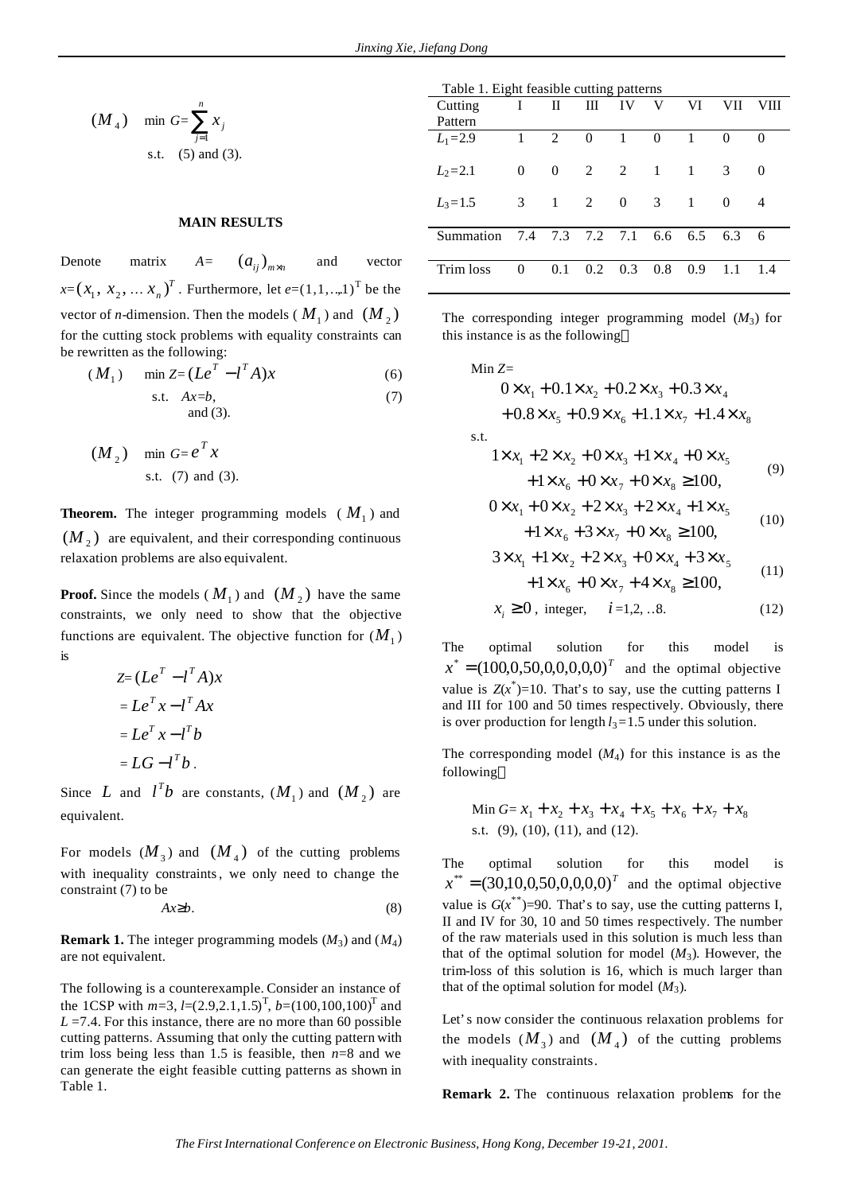$$(M_4) \quad \min\ G=\sum_{j=1}^{n} x_j$$

s.t. (5) and (3).

## MAIN RESULTS

Denote matrix $A=(a_{ij})_{m\times n}$ and vector $x=(x_1, x_2, \ldots x_n)^T$. Furthermore, let $e=(1,1,\ldots,1)^T$ be the vector of $n$-dimension. Then the models ($M_1$) and ($M_2$) for the cutting stock problems with equality constraints can be rewritten as the following:

$$(M_1) \quad \min\ Z=(Le^T - l^T A)x \tag{6}$$

$$\text{s.t.} \quad Ax=b, \tag{7}$$

and (3).

$$(M_2) \quad \min\ G=e^T x$$

s.t. (7) and (3).

**Theorem.** The integer programming models ($M_1$) and ($M_2$) are equivalent, and their corresponding continuous relaxation problems are also equivalent.

**Proof.** Since the models ($M_1$) and ($M_2$) have the same constraints, we only need to show that the objective functions are equivalent. The objective function for ($M_1$) is

$$\begin{aligned} Z &= (Le^T - l^T A)x \\ &= Le^T x - l^T Ax \\ &= Le^T x - l^T b \\ &= LG - l^T b. \end{aligned}$$

Since $L$ and $l^T b$ are constants, ($M_1$) and ($M_2$) are equivalent.

For models ($M_3$) and ($M_4$) of the cutting problems with inequality constraints, we only need to change the constraint (7) to be

$$Ax \ge b. \tag{8}$$

**Remark 1.** The integer programming models ($M_3$) and ($M_4$) are not equivalent.

The following is a counterexample. Consider an instance of the 1CSP with $m=3$, $l=(2.9,2.1,1.5)^T$, $b=(100,100,100)^T$ and $L=7.4$. For this instance, there are no more than 60 possible cutting patterns. Assuming that only the cutting pattern with trim loss being less than 1.5 is feasible, then $n=8$ and we can generate the eight feasible cutting patterns as shown in Table 1.

Table 1. Eight feasible cutting patterns

| Cutting Pattern | I | II | III | IV | V | VI | VII | VIII |
|---|---|---|---|---|---|---|---|---|
| $L_1=2.9$ | 1 | 2 | 0 | 1 | 0 | 1 | 0 | 0 |
| $L_2=2.1$ | 0 | 0 | 2 | 2 | 1 | 1 | 3 | 0 |
| $L_3=1.5$ | 3 | 1 | 2 | 0 | 3 | 1 | 0 | 4 |
| Summation | 7.4 | 7.3 | 7.2 | 7.1 | 6.6 | 6.5 | 6.3 | 6 |
| Trim loss | 0 | 0.1 | 0.2 | 0.3 | 0.8 | 0.9 | 1.1 | 1.4 |

The corresponding integer programming model ($M_3$) for this instance is as the following：

Min $Z=$

$$0\times x_1 + 0.1\times x_2 + 0.2\times x_3 + 0.3\times x_4 + 0.8\times x_5 + 0.9\times x_6 + 1.1\times x_7 + 1.4\times x_8$$

s.t.

$$1\times x_1 + 2\times x_2 + 0\times x_3 + 1\times x_4 + 0\times x_5 + 1\times x_6 + 0\times x_7 + 0\times x_8 \ge 100, \tag{9}$$

$$0\times x_1 + 0\times x_2 + 2\times x_3 + 2\times x_4 + 1\times x_5 + 1\times x_6 + 3\times x_7 + 0\times x_8 \ge 100, \tag{10}$$

$$3\times x_1 + 1\times x_2 + 2\times x_3 + 0\times x_4 + 3\times x_5 + 1\times x_6 + 0\times x_7 + 4\times x_8 \ge 100, \tag{11}$$

$$x_i \ge 0, \ \text{integer}, \quad i=1,2,\ldots 8. \tag{12}$$

The optimal solution for this model is $x^* = (100,0,50,0,0,0,0,0)^T$ and the optimal objective value is $Z(x^*)=10$. That's to say, use the cutting patterns I and III for 100 and 50 times respectively. Obviously, there is over production for length $l_3=1.5$ under this solution.

The corresponding model ($M_4$) for this instance is as the following：

Min $G= x_1 + x_2 + x_3 + x_4 + x_5 + x_6 + x_7 + x_8$

s.t. (9), (10), (11), and (12).

The optimal solution for this model is $x^{**} = (30,10,0,50,0,0,0,0)^T$ and the optimal objective value is $G(x^{**})=90$. That's to say, use the cutting patterns I, II and IV for 30, 10 and 50 times respectively. The number of the raw materials used in this solution is much less than that of the optimal solution for model ($M_3$). However, the trim-loss of this solution is 16, which is much larger than that of the optimal solution for model ($M_3$).

Let's now consider the continuous relaxation problems for the models ($M_3$) and ($M_4$) of the cutting problems with inequality constraints.

**Remark 2.** The continuous relaxation problems for the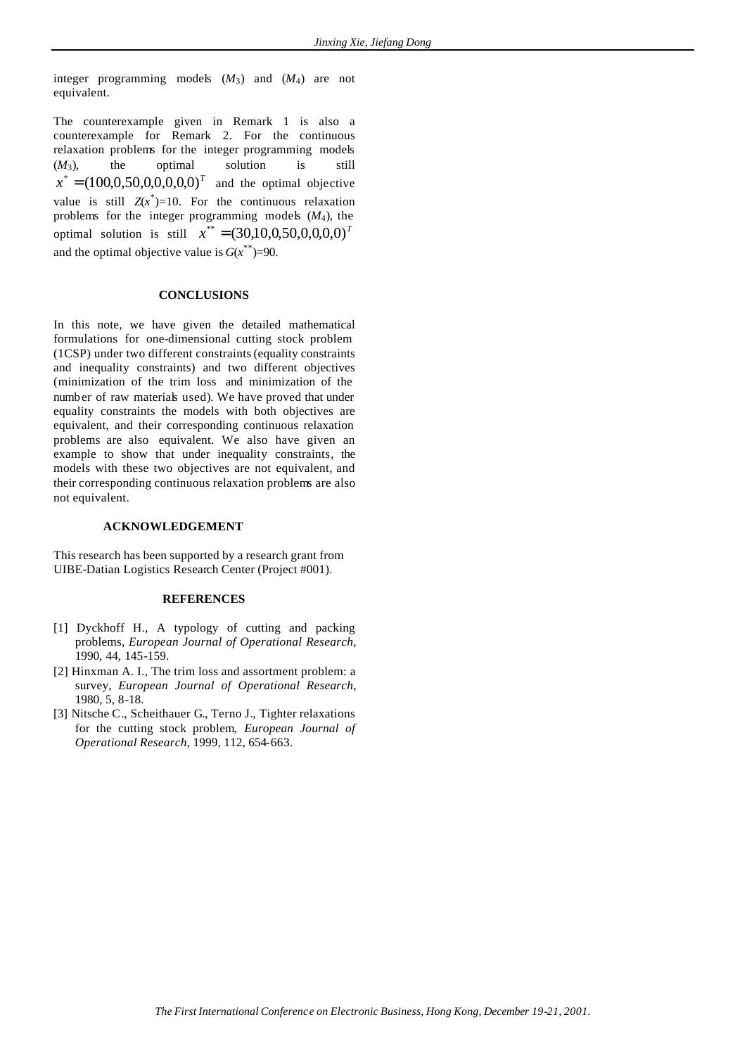integer programming models ($M_3$) and ($M_4$) are not equivalent.

The counterexample given in Remark 1 is also a counterexample for Remark 2. For the continuous relaxation problems for the integer programming models ($M_3$), the optimal solution is still $x^* = (100,0,50,0,0,0,0,0)^T$ and the optimal objective value is still $Z(x^*)=10$. For the continuous relaxation problems for the integer programming models ($M_4$), the optimal solution is still $x^{**} = (30,10,0,50,0,0,0,0)^T$ and the optimal objective value is $G(x^{**})=90$.

## CONCLUSIONS

In this note, we have given the detailed mathematical formulations for one-dimensional cutting stock problem (1CSP) under two different constraints (equality constraints and inequality constraints) and two different objectives (minimization of the trim loss and minimization of the number of raw materials used). We have proved that under equality constraints the models with both objectives are equivalent, and their corresponding continuous relaxation problems are also equivalent. We also have given an example to show that under inequality constraints, the models with these two objectives are not equivalent, and their corresponding continuous relaxation problems are also not equivalent.

## ACKNOWLEDGEMENT

This research has been supported by a research grant from UIBE-Datian Logistics Research Center (Project #001).

## REFERENCES

[1] Dyckhoff H., A typology of cutting and packing problems, *European Journal of Operational Research*, 1990, 44, 145-159.

[2] Hinxman A. I., The trim loss and assortment problem: a survey, *European Journal of Operational Research*, 1980, 5, 8-18.

[3] Nitsche C., Scheithauer G., Terno J., Tighter relaxations for the cutting stock problem, *European Journal of Operational Research*, 1999, 112, 654-663.